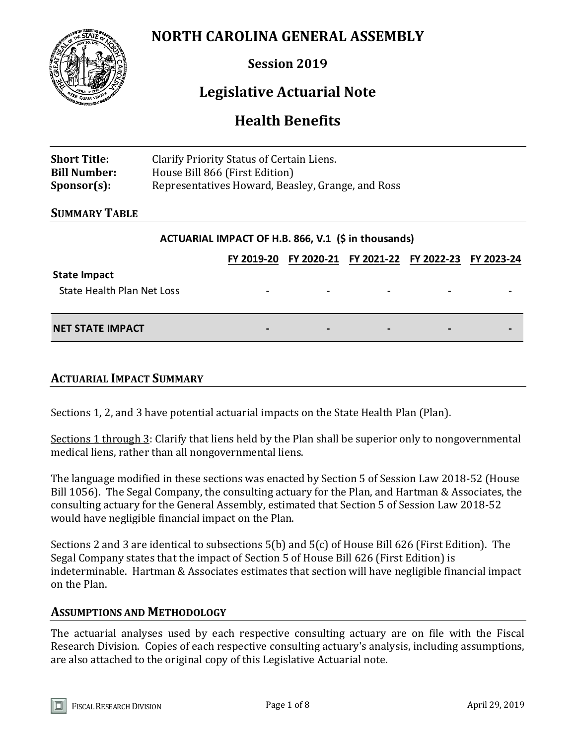# NORTH CAROLINA GENERAL ASSEMBLY

**Session 2019**

## Legislative Actuarial Note

## Health Benefits

| | |
|---|---|
| **Short Title:** | Clarify Priority Status of Certain Liens. |
| **Bill Number:** | House Bill 866 (First Edition) |
| **Sponsor(s):** | Representatives Howard, Beasley, Grange, and Ross |

### SUMMARY TABLE

**ACTUARIAL IMPACT OF H.B. 866, V.1 ($ in thousands)**

| | FY 2019-20 | FY 2020-21 | FY 2021-22 | FY 2022-23 | FY 2023-24 |
|---|---|---|---|---|---|
| **State Impact** | | | | | |
| State Health Plan Net Loss | - | - | - | - | - |
| **NET STATE IMPACT** | **-** | **-** | **-** | **-** | **-** |

### ACTUARIAL IMPACT SUMMARY

Sections 1, 2, and 3 have potential actuarial impacts on the State Health Plan (Plan).

Sections 1 through 3: Clarify that liens held by the Plan shall be superior only to nongovernmental medical liens, rather than all nongovernmental liens.

The language modified in these sections was enacted by Section 5 of Session Law 2018-52 (House Bill 1056). The Segal Company, the consulting actuary for the Plan, and Hartman & Associates, the consulting actuary for the General Assembly, estimated that Section 5 of Session Law 2018-52 would have negligible financial impact on the Plan.

Sections 2 and 3 are identical to subsections 5(b) and 5(c) of House Bill 626 (First Edition). The Segal Company states that the impact of Section 5 of House Bill 626 (First Edition) is indeterminable. Hartman & Associates estimates that section will have negligible financial impact on the Plan.

### ASSUMPTIONS AND METHODOLOGY

The actuarial analyses used by each respective consulting actuary are on file with the Fiscal Research Division. Copies of each respective consulting actuary's analysis, including assumptions, are also attached to the original copy of this Legislative Actuarial note.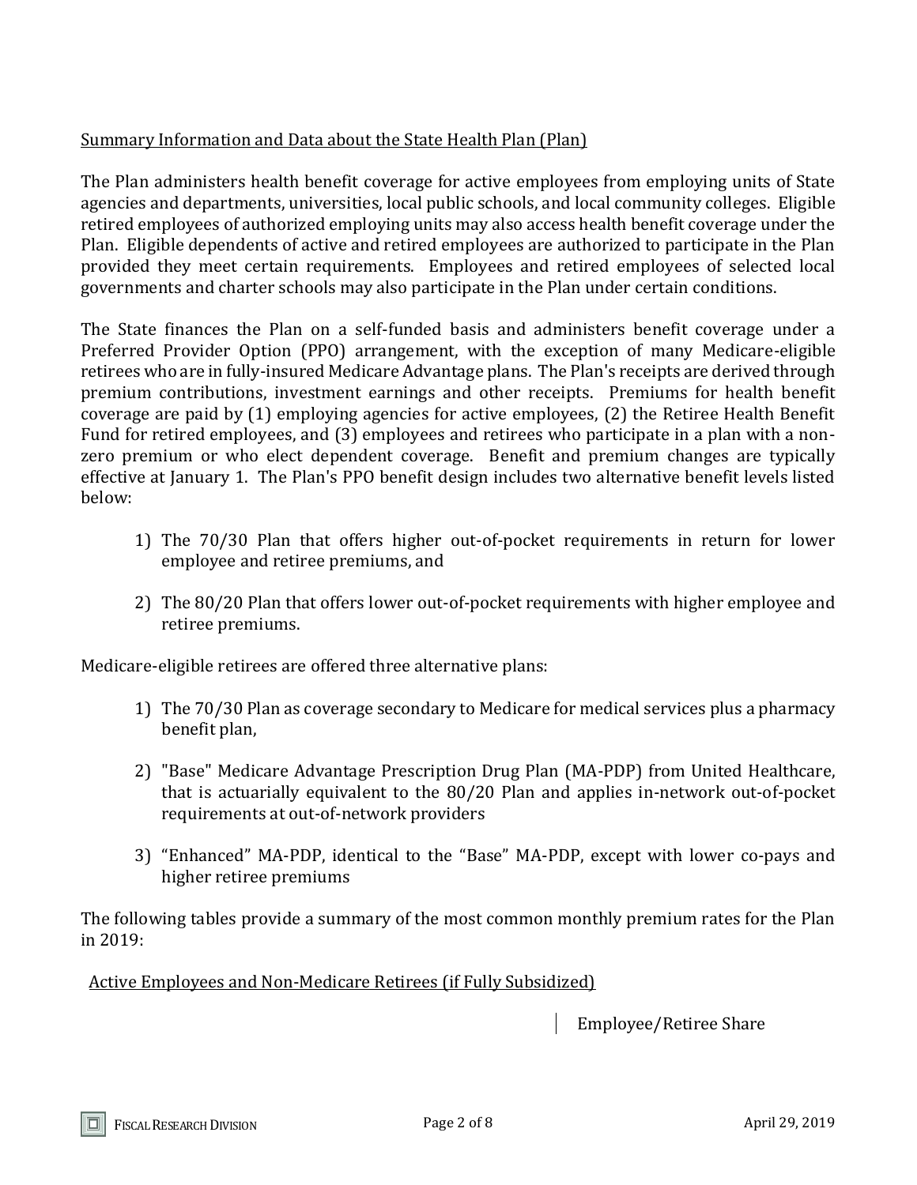Summary Information and Data about the State Health Plan (Plan)

The Plan administers health benefit coverage for active employees from employing units of State agencies and departments, universities, local public schools, and local community colleges. Eligible retired employees of authorized employing units may also access health benefit coverage under the Plan. Eligible dependents of active and retired employees are authorized to participate in the Plan provided they meet certain requirements. Employees and retired employees of selected local governments and charter schools may also participate in the Plan under certain conditions.

The State finances the Plan on a self-funded basis and administers benefit coverage under a Preferred Provider Option (PPO) arrangement, with the exception of many Medicare-eligible retirees who are in fully-insured Medicare Advantage plans. The Plan's receipts are derived through premium contributions, investment earnings and other receipts. Premiums for health benefit coverage are paid by (1) employing agencies for active employees, (2) the Retiree Health Benefit Fund for retired employees, and (3) employees and retirees who participate in a plan with a non-zero premium or who elect dependent coverage. Benefit and premium changes are typically effective at January 1. The Plan's PPO benefit design includes two alternative benefit levels listed below:

1) The 70/30 Plan that offers higher out-of-pocket requirements in return for lower employee and retiree premiums, and

2) The 80/20 Plan that offers lower out-of-pocket requirements with higher employee and retiree premiums.

Medicare-eligible retirees are offered three alternative plans:

1) The 70/30 Plan as coverage secondary to Medicare for medical services plus a pharmacy benefit plan,

2) "Base" Medicare Advantage Prescription Drug Plan (MA-PDP) from United Healthcare, that is actuarially equivalent to the 80/20 Plan and applies in-network out-of-pocket requirements at out-of-network providers

3) "Enhanced" MA-PDP, identical to the "Base" MA-PDP, except with lower co-pays and higher retiree premiums

The following tables provide a summary of the most common monthly premium rates for the Plan in 2019:

Active Employees and Non-Medicare Retirees (if Fully Subsidized)

| | Employee/Retiree Share |
|---|---|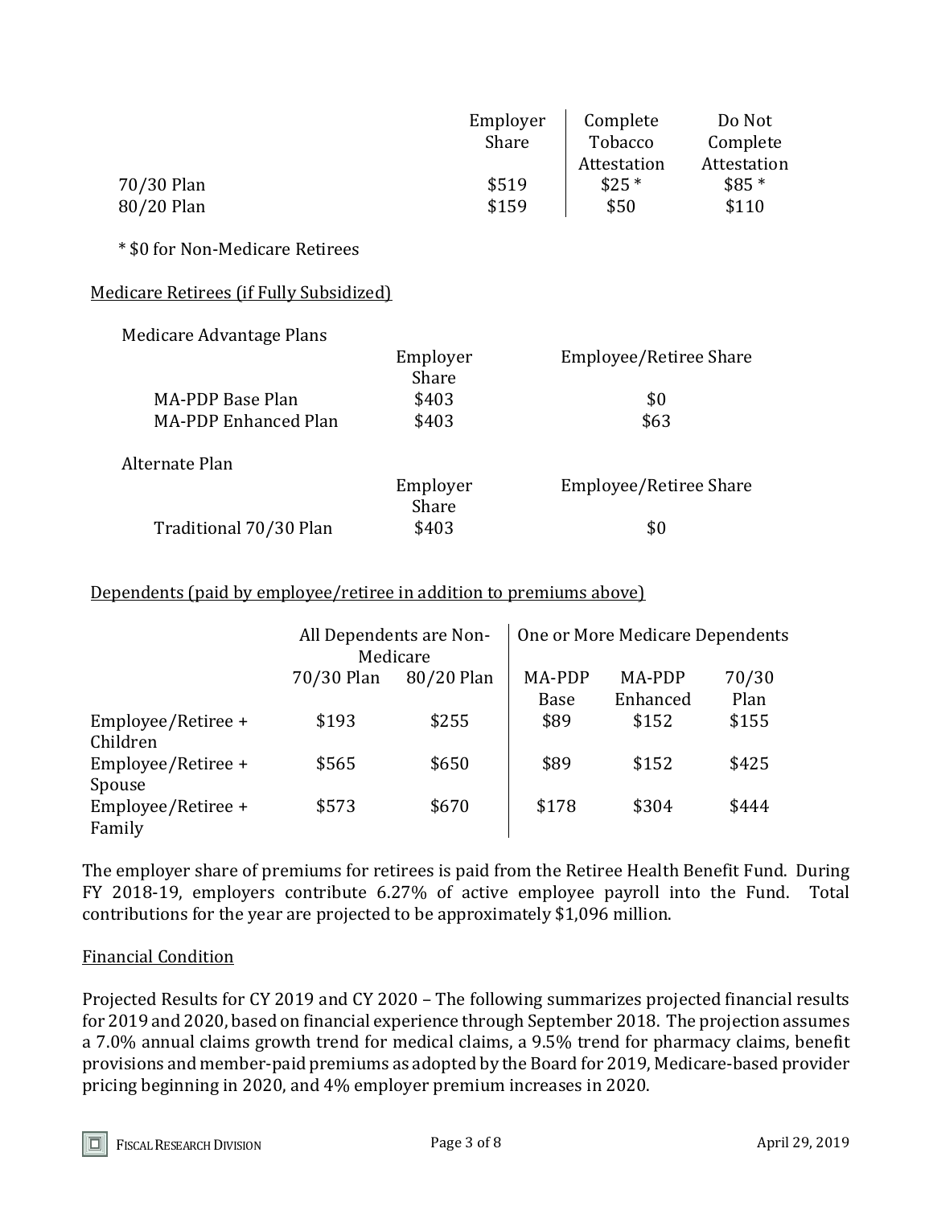| | Employer Share | Complete Tobacco Attestation | Do Not Complete Attestation |
|---|---|---|---|
| 70/30 Plan | $519 | $25 * | $85 * |
| 80/20 Plan | $159 | $50 | $110 |

* $0 for Non-Medicare Retirees

<u>Medicare Retirees (if Fully Subsidized)</u>

Medicare Advantage Plans

| | Employer Share | Employee/Retiree Share |
|---|---|---|
| MA-PDP Base Plan | $403 | $0 |
| MA-PDP Enhanced Plan | $403 | $63 |

Alternate Plan

| | Employer Share | Employee/Retiree Share |
|---|---|---|
| Traditional 70/30 Plan | $403 | $0 |

<u>Dependents (paid by employee/retiree in addition to premiums above)</u>

| | All Dependents are Non-Medicare | | One or More Medicare Dependents | | |
|---|---|---|---|---|---|
| | 70/30 Plan | 80/20 Plan | MA-PDP Base | MA-PDP Enhanced | 70/30 Plan |
| Employee/Retiree + Children | $193 | $255 | $89 | $152 | $155 |
| Employee/Retiree + Spouse | $565 | $650 | $89 | $152 | $425 |
| Employee/Retiree + Family | $573 | $670 | $178 | $304 | $444 |

The employer share of premiums for retirees is paid from the Retiree Health Benefit Fund. During FY 2018-19, employers contribute 6.27% of active employee payroll into the Fund. Total contributions for the year are projected to be approximately $1,096 million.

<u>Financial Condition</u>

Projected Results for CY 2019 and CY 2020 – The following summarizes projected financial results for 2019 and 2020, based on financial experience through September 2018. The projection assumes a 7.0% annual claims growth trend for medical claims, a 9.5% trend for pharmacy claims, benefit provisions and member-paid premiums as adopted by the Board for 2019, Medicare-based provider pricing beginning in 2020, and 4% employer premium increases in 2020.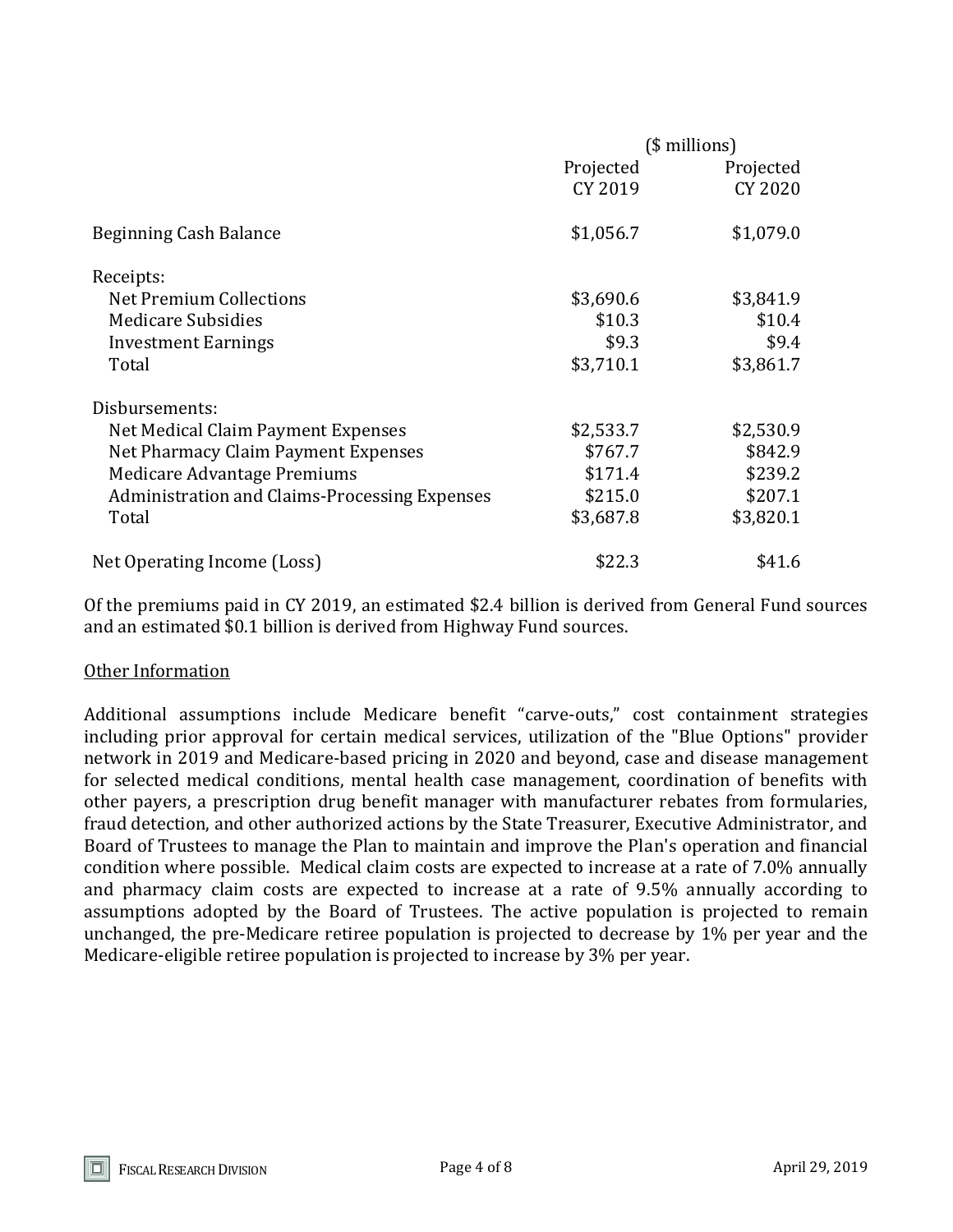| | ($ millions) | |
|---|---|---|
| | Projected CY 2019 | Projected CY 2020 |
| Beginning Cash Balance | $1,056.7 | $1,079.0 |
| Receipts: | | |
| Net Premium Collections | $3,690.6 | $3,841.9 |
| Medicare Subsidies | $10.3 | $10.4 |
| Investment Earnings | $9.3 | $9.4 |
| Total | $3,710.1 | $3,861.7 |
| Disbursements: | | |
| Net Medical Claim Payment Expenses | $2,533.7 | $2,530.9 |
| Net Pharmacy Claim Payment Expenses | $767.7 | $842.9 |
| Medicare Advantage Premiums | $171.4 | $239.2 |
| Administration and Claims-Processing Expenses | $215.0 | $207.1 |
| Total | $3,687.8 | $3,820.1 |
| Net Operating Income (Loss) | $22.3 | $41.6 |

Of the premiums paid in CY 2019, an estimated $2.4 billion is derived from General Fund sources and an estimated $0.1 billion is derived from Highway Fund sources.

<u>Other Information</u>

Additional assumptions include Medicare benefit "carve-outs," cost containment strategies including prior approval for certain medical services, utilization of the "Blue Options" provider network in 2019 and Medicare-based pricing in 2020 and beyond, case and disease management for selected medical conditions, mental health case management, coordination of benefits with other payers, a prescription drug benefit manager with manufacturer rebates from formularies, fraud detection, and other authorized actions by the State Treasurer, Executive Administrator, and Board of Trustees to manage the Plan to maintain and improve the Plan's operation and financial condition where possible. Medical claim costs are expected to increase at a rate of 7.0% annually and pharmacy claim costs are expected to increase at a rate of 9.5% annually according to assumptions adopted by the Board of Trustees. The active population is projected to remain unchanged, the pre-Medicare retiree population is projected to decrease by 1% per year and the Medicare-eligible retiree population is projected to increase by 3% per year.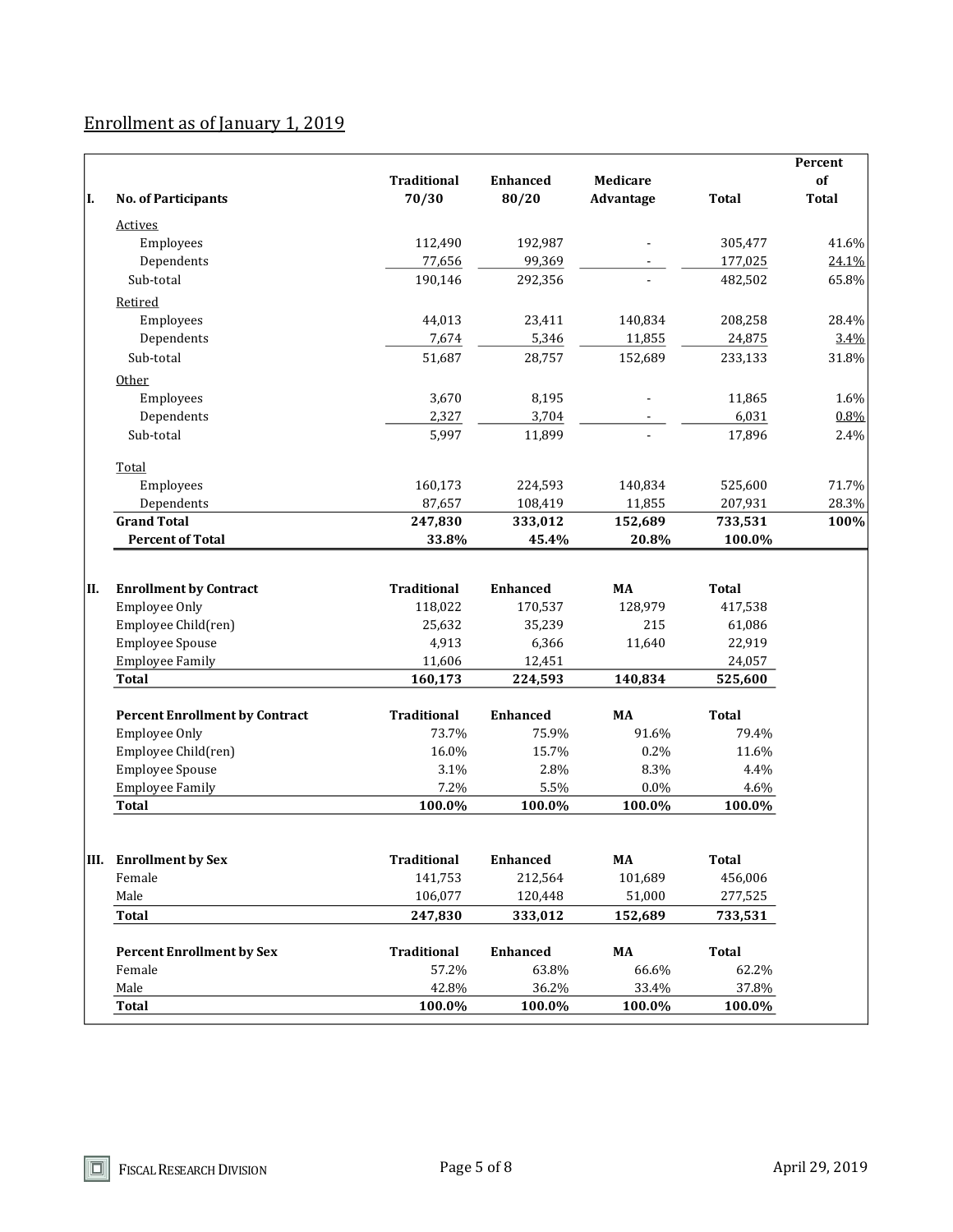Enrollment as of January 1, 2019

| I. | No. of Participants | Traditional 70/30 | Enhanced 80/20 | Medicare Advantage | Total | Percent of Total |
|---|---|---|---|---|---|---|
| | Actives | | | | | |
| | Employees | 112,490 | 192,987 | - | 305,477 | 41.6% |
| | Dependents | 77,656 | 99,369 | - | 177,025 | 24.1% |
| | Sub-total | 190,146 | 292,356 | - | 482,502 | 65.8% |
| | Retired | | | | | |
| | Employees | 44,013 | 23,411 | 140,834 | 208,258 | 28.4% |
| | Dependents | 7,674 | 5,346 | 11,855 | 24,875 | 3.4% |
| | Sub-total | 51,687 | 28,757 | 152,689 | 233,133 | 31.8% |
| | Other | | | | | |
| | Employees | 3,670 | 8,195 | - | 11,865 | 1.6% |
| | Dependents | 2,327 | 3,704 | - | 6,031 | 0.8% |
| | Sub-total | 5,997 | 11,899 | - | 17,896 | 2.4% |
| | Total | | | | | |
| | Employees | 160,173 | 224,593 | 140,834 | 525,600 | 71.7% |
| | Dependents | 87,657 | 108,419 | 11,855 | 207,931 | 28.3% |
| | **Grand Total** | **247,830** | **333,012** | **152,689** | **733,531** | **100%** |
| | **Percent of Total** | **33.8%** | **45.4%** | **20.8%** | **100.0%** | |

| II. | Enrollment by Contract | Traditional | Enhanced | MA | Total |
|---|---|---|---|---|---|
| | Employee Only | 118,022 | 170,537 | 128,979 | 417,538 |
| | Employee Child(ren) | 25,632 | 35,239 | 215 | 61,086 |
| | Employee Spouse | 4,913 | 6,366 | 11,640 | 22,919 |
| | Employee Family | 11,606 | 12,451 | | 24,057 |
| | **Total** | **160,173** | **224,593** | **140,834** | **525,600** |
| | **Percent Enrollment by Contract** | **Traditional** | **Enhanced** | **MA** | **Total** |
| | Employee Only | 73.7% | 75.9% | 91.6% | 79.4% |
| | Employee Child(ren) | 16.0% | 15.7% | 0.2% | 11.6% |
| | Employee Spouse | 3.1% | 2.8% | 8.3% | 4.4% |
| | Employee Family | 7.2% | 5.5% | 0.0% | 4.6% |
| | **Total** | **100.0%** | **100.0%** | **100.0%** | **100.0%** |

| III. | Enrollment by Sex | Traditional | Enhanced | MA | Total |
|---|---|---|---|---|---|
| | Female | 141,753 | 212,564 | 101,689 | 456,006 |
| | Male | 106,077 | 120,448 | 51,000 | 277,525 |
| | **Total** | **247,830** | **333,012** | **152,689** | **733,531** |
| | **Percent Enrollment by Sex** | **Traditional** | **Enhanced** | **MA** | **Total** |
| | Female | 57.2% | 63.8% | 66.6% | 62.2% |
| | Male | 42.8% | 36.2% | 33.4% | 37.8% |
| | **Total** | **100.0%** | **100.0%** | **100.0%** | **100.0%** |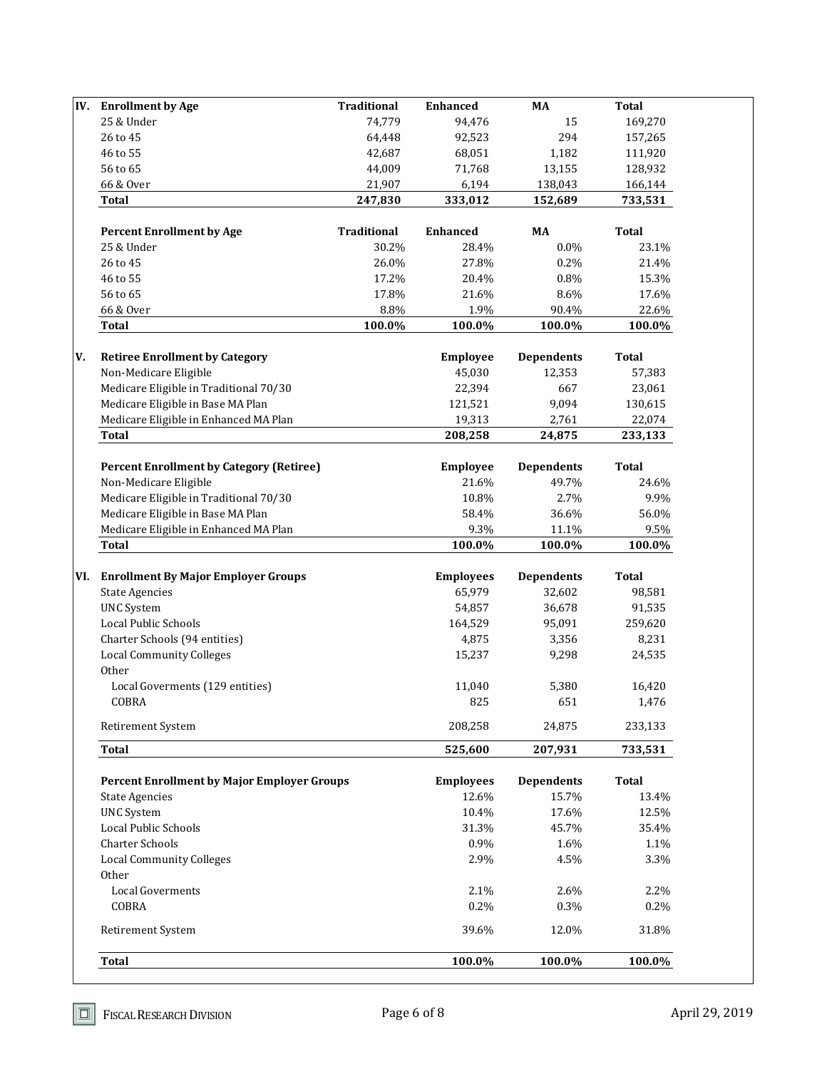## IV. Enrollment by Age

| Enrollment by Age | Traditional | Enhanced | MA | Total |
|---|---|---|---|---|
| 25 & Under | 74,779 | 94,476 | 15 | 169,270 |
| 26 to 45 | 64,448 | 92,523 | 294 | 157,265 |
| 46 to 55 | 42,687 | 68,051 | 1,182 | 111,920 |
| 56 to 65 | 44,009 | 71,768 | 13,155 | 128,932 |
| 66 & Over | 21,907 | 6,194 | 138,043 | 166,144 |
| **Total** | **247,830** | **333,012** | **152,689** | **733,531** |

| Percent Enrollment by Age | Traditional | Enhanced | MA | Total |
|---|---|---|---|---|
| 25 & Under | 30.2% | 28.4% | 0.0% | 23.1% |
| 26 to 45 | 26.0% | 27.8% | 0.2% | 21.4% |
| 46 to 55 | 17.2% | 20.4% | 0.8% | 15.3% |
| 56 to 65 | 17.8% | 21.6% | 8.6% | 17.6% |
| 66 & Over | 8.8% | 1.9% | 90.4% | 22.6% |
| **Total** | **100.0%** | **100.0%** | **100.0%** | **100.0%** |

## V. Retiree Enrollment by Category

| Retiree Enrollment by Category | Employee | Dependents | Total |
|---|---|---|---|
| Non-Medicare Eligible | 45,030 | 12,353 | 57,383 |
| Medicare Eligible in Traditional 70/30 | 22,394 | 667 | 23,061 |
| Medicare Eligible in Base MA Plan | 121,521 | 9,094 | 130,615 |
| Medicare Eligible in Enhanced MA Plan | 19,313 | 2,761 | 22,074 |
| **Total** | **208,258** | **24,875** | **233,133** |

| Percent Enrollment by Category (Retiree) | Employee | Dependents | Total |
|---|---|---|---|
| Non-Medicare Eligible | 21.6% | 49.7% | 24.6% |
| Medicare Eligible in Traditional 70/30 | 10.8% | 2.7% | 9.9% |
| Medicare Eligible in Base MA Plan | 58.4% | 36.6% | 56.0% |
| Medicare Eligible in Enhanced MA Plan | 9.3% | 11.1% | 9.5% |
| **Total** | **100.0%** | **100.0%** | **100.0%** |

## VI. Enrollment By Major Employer Groups

| Enrollment By Major Employer Groups | Employees | Dependents | Total |
|---|---|---|---|
| State Agencies | 65,979 | 32,602 | 98,581 |
| UNC System | 54,857 | 36,678 | 91,535 |
| Local Public Schools | 164,529 | 95,091 | 259,620 |
| Charter Schools (94 entities) | 4,875 | 3,356 | 8,231 |
| Local Community Colleges | 15,237 | 9,298 | 24,535 |
| Other | | | |
| Local Goverments (129 entities) | 11,040 | 5,380 | 16,420 |
| COBRA | 825 | 651 | 1,476 |
| Retirement System | 208,258 | 24,875 | 233,133 |
| **Total** | **525,600** | **207,931** | **733,531** |

| Percent Enrollment by Major Employer Groups | Employees | Dependents | Total |
|---|---|---|---|
| State Agencies | 12.6% | 15.7% | 13.4% |
| UNC System | 10.4% | 17.6% | 12.5% |
| Local Public Schools | 31.3% | 45.7% | 35.4% |
| Charter Schools | 0.9% | 1.6% | 1.1% |
| Local Community Colleges | 2.9% | 4.5% | 3.3% |
| Other | | | |
| Local Goverments | 2.1% | 2.6% | 2.2% |
| COBRA | 0.2% | 0.3% | 0.2% |
| Retirement System | 39.6% | 12.0% | 31.8% |
| **Total** | **100.0%** | **100.0%** | **100.0%** |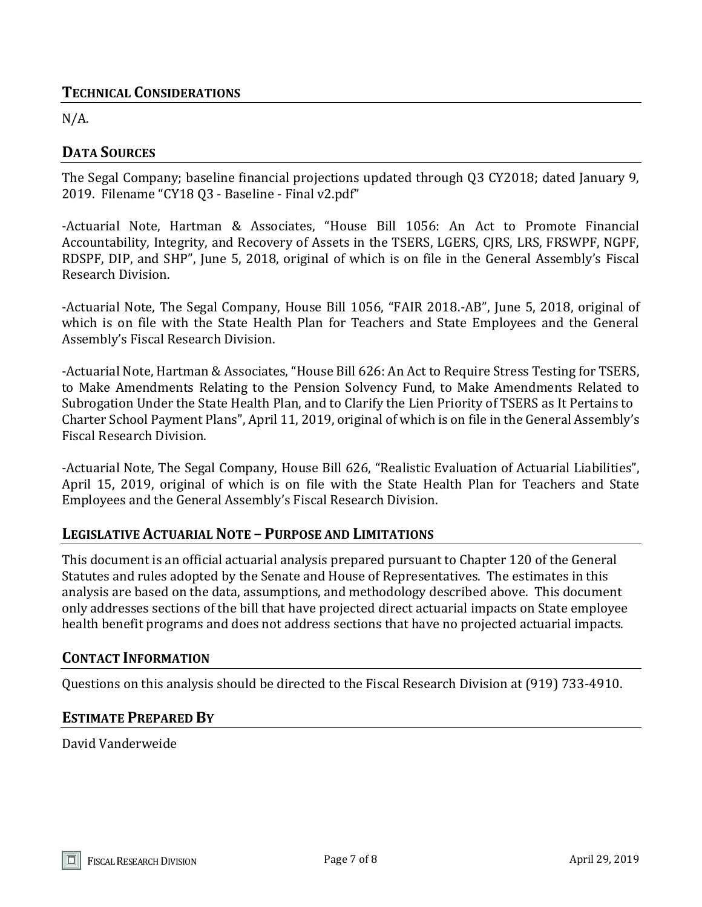## TECHNICAL CONSIDERATIONS

N/A.

## DATA SOURCES

The Segal Company; baseline financial projections updated through Q3 CY2018; dated January 9, 2019. Filename "CY18 Q3 - Baseline - Final v2.pdf"

-Actuarial Note, Hartman & Associates, "House Bill 1056: An Act to Promote Financial Accountability, Integrity, and Recovery of Assets in the TSERS, LGERS, CJRS, LRS, FRSWPF, NGPF, RDSPF, DIP, and SHP", June 5, 2018, original of which is on file in the General Assembly's Fiscal Research Division.

-Actuarial Note, The Segal Company, House Bill 1056, "FAIR 2018.-AB", June 5, 2018, original of which is on file with the State Health Plan for Teachers and State Employees and the General Assembly's Fiscal Research Division.

-Actuarial Note, Hartman & Associates, "House Bill 626: An Act to Require Stress Testing for TSERS, to Make Amendments Relating to the Pension Solvency Fund, to Make Amendments Related to Subrogation Under the State Health Plan, and to Clarify the Lien Priority of TSERS as It Pertains to Charter School Payment Plans", April 11, 2019, original of which is on file in the General Assembly's Fiscal Research Division.

-Actuarial Note, The Segal Company, House Bill 626, "Realistic Evaluation of Actuarial Liabilities", April 15, 2019, original of which is on file with the State Health Plan for Teachers and State Employees and the General Assembly's Fiscal Research Division.

## LEGISLATIVE ACTUARIAL NOTE – PURPOSE AND LIMITATIONS

This document is an official actuarial analysis prepared pursuant to Chapter 120 of the General Statutes and rules adopted by the Senate and House of Representatives. The estimates in this analysis are based on the data, assumptions, and methodology described above. This document only addresses sections of the bill that have projected direct actuarial impacts on State employee health benefit programs and does not address sections that have no projected actuarial impacts.

## CONTACT INFORMATION

Questions on this analysis should be directed to the Fiscal Research Division at (919) 733-4910.

## ESTIMATE PREPARED BY

David Vanderweide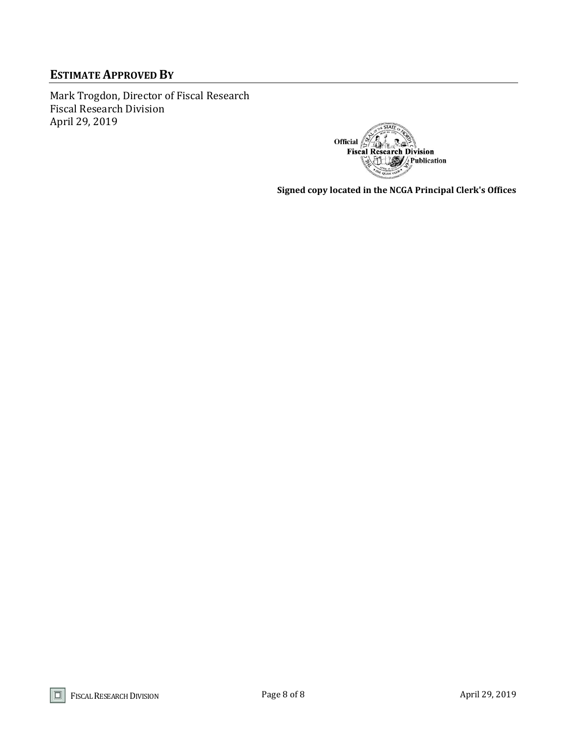## ESTIMATE APPROVED BY

Mark Trogdon, Director of Fiscal Research
Fiscal Research Division
April 29, 2019

Official Fiscal Research Division Publication

**Signed copy located in the NCGA Principal Clerk's Offices**